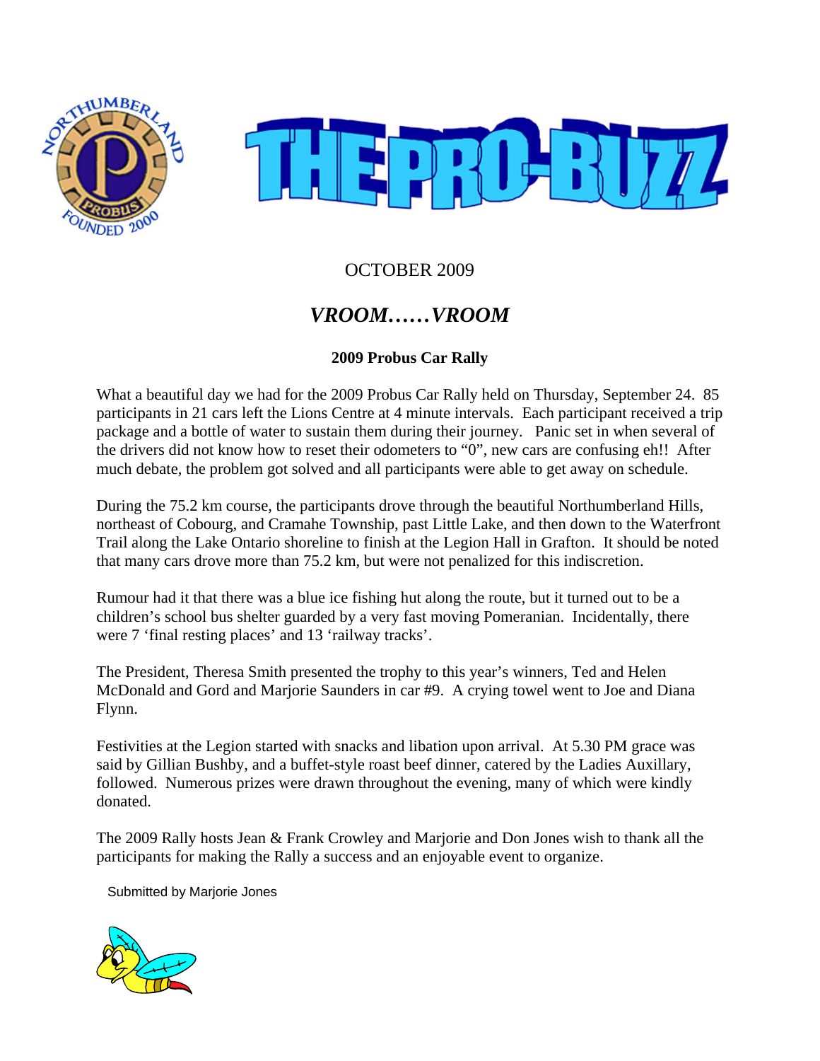# THE PRO-BUZZ

OCTOBER 2009

## *VROOM……VROOM*

### 2009 Probus Car Rally

What a beautiful day we had for the 2009 Probus Car Rally held on Thursday, September 24. 85 participants in 21 cars left the Lions Centre at 4 minute intervals. Each participant received a trip package and a bottle of water to sustain them during their journey. Panic set in when several of the drivers did not know how to reset their odometers to "0", new cars are confusing eh!! After much debate, the problem got solved and all participants were able to get away on schedule.

During the 75.2 km course, the participants drove through the beautiful Northumberland Hills, northeast of Cobourg, and Cramahe Township, past Little Lake, and then down to the Waterfront Trail along the Lake Ontario shoreline to finish at the Legion Hall in Grafton. It should be noted that many cars drove more than 75.2 km, but were not penalized for this indiscretion.

Rumour had it that there was a blue ice fishing hut along the route, but it turned out to be a children's school bus shelter guarded by a very fast moving Pomeranian. Incidentally, there were 7 'final resting places' and 13 'railway tracks'.

The President, Theresa Smith presented the trophy to this year's winners, Ted and Helen McDonald and Gord and Marjorie Saunders in car #9. A crying towel went to Joe and Diana Flynn.

Festivities at the Legion started with snacks and libation upon arrival. At 5.30 PM grace was said by Gillian Bushby, and a buffet-style roast beef dinner, catered by the Ladies Auxillary, followed. Numerous prizes were drawn throughout the evening, many of which were kindly donated.

The 2009 Rally hosts Jean & Frank Crowley and Marjorie and Don Jones wish to thank all the participants for making the Rally a success and an enjoyable event to organize.

Submitted by Marjorie Jones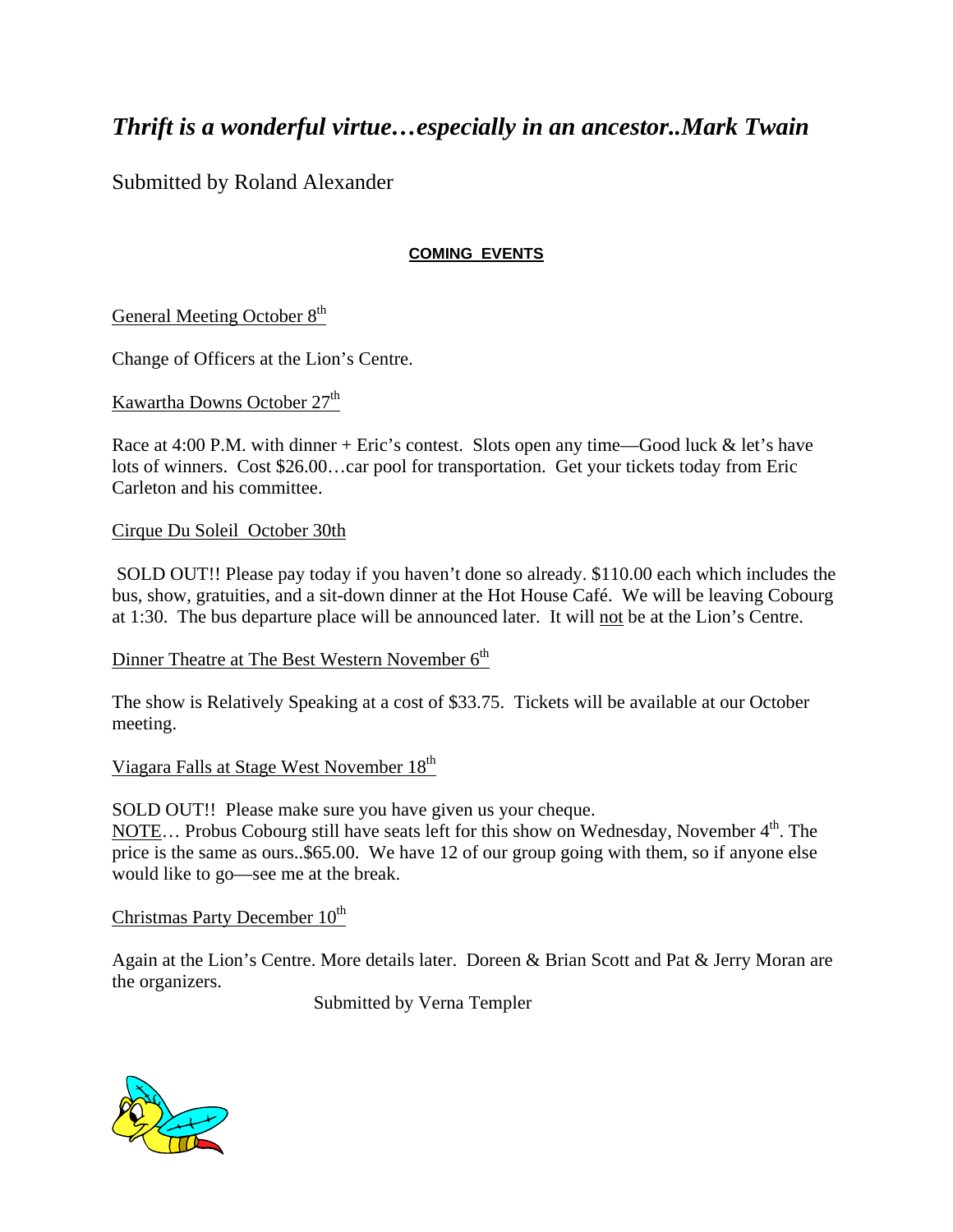## *Thrift is a wonderful virtue…especially in an ancestor..Mark Twain*

Submitted by Roland Alexander

### COMING EVENTS

General Meeting October 8th

Change of Officers at the Lion's Centre.

Kawartha Downs October 27th

Race at 4:00 P.M. with dinner + Eric's contest. Slots open any time—Good luck & let's have lots of winners. Cost $26.00…car pool for transportation. Get your tickets today from Eric Carleton and his committee.

Cirque Du Soleil October 30th

SOLD OUT!! Please pay today if you haven't done so already. $110.00 each which includes the bus, show, gratuities, and a sit-down dinner at the Hot House Café. We will be leaving Cobourg at 1:30. The bus departure place will be announced later. It will not be at the Lion's Centre.

Dinner Theatre at The Best Western November 6th

The show is Relatively Speaking at a cost of $33.75. Tickets will be available at our October meeting.

Viagara Falls at Stage West November 18th

SOLD OUT!! Please make sure you have given us your cheque.
NOTE… Probus Cobourg still have seats left for this show on Wednesday, November 4th. The price is the same as ours..$65.00. We have 12 of our group going with them, so if anyone else would like to go—see me at the break.

Christmas Party December 10th

Again at the Lion's Centre. More details later. Doreen & Brian Scott and Pat & Jerry Moran are the organizers.

Submitted by Verna Templer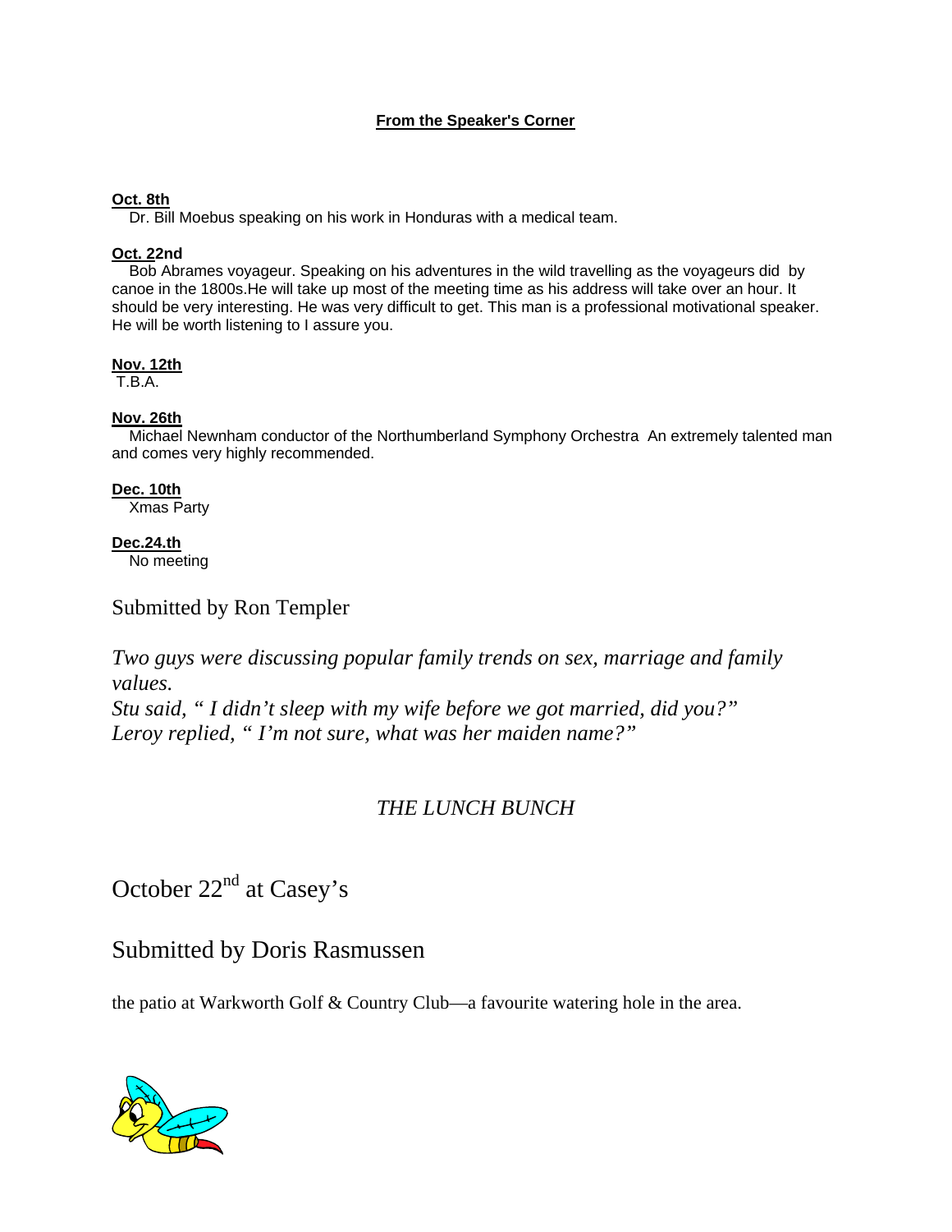**From the Speaker's Corner**

**Oct. 8th**
Dr. Bill Moebus speaking on his work in Honduras with a medical team.

**Oct. 22nd**
Bob Abrames voyageur. Speaking on his adventures in the wild travelling as the voyageurs did by canoe in the 1800s.He will take up most of the meeting time as his address will take over an hour. It should be very interesting. He was very difficult to get. This man is a professional motivational speaker. He will be worth listening to I assure you.

**Nov. 12th**
T.B.A.

**Nov. 26th**
Michael Newnham conductor of the Northumberland Symphony Orchestra An extremely talented man and comes very highly recommended.

**Dec. 10th**
Xmas Party

**Dec.24.th**
No meeting

Submitted by Ron Templer

*Two guys were discussing popular family trends on sex, marriage and family values.*
*Stu said, " I didn't sleep with my wife before we got married, did you?"*
*Leroy replied, " I'm not sure, what was her maiden name?"*

*THE LUNCH BUNCH*

October 22nd at Casey's

Submitted by Doris Rasmussen

the patio at Warkworth Golf & Country Club—a favourite watering hole in the area.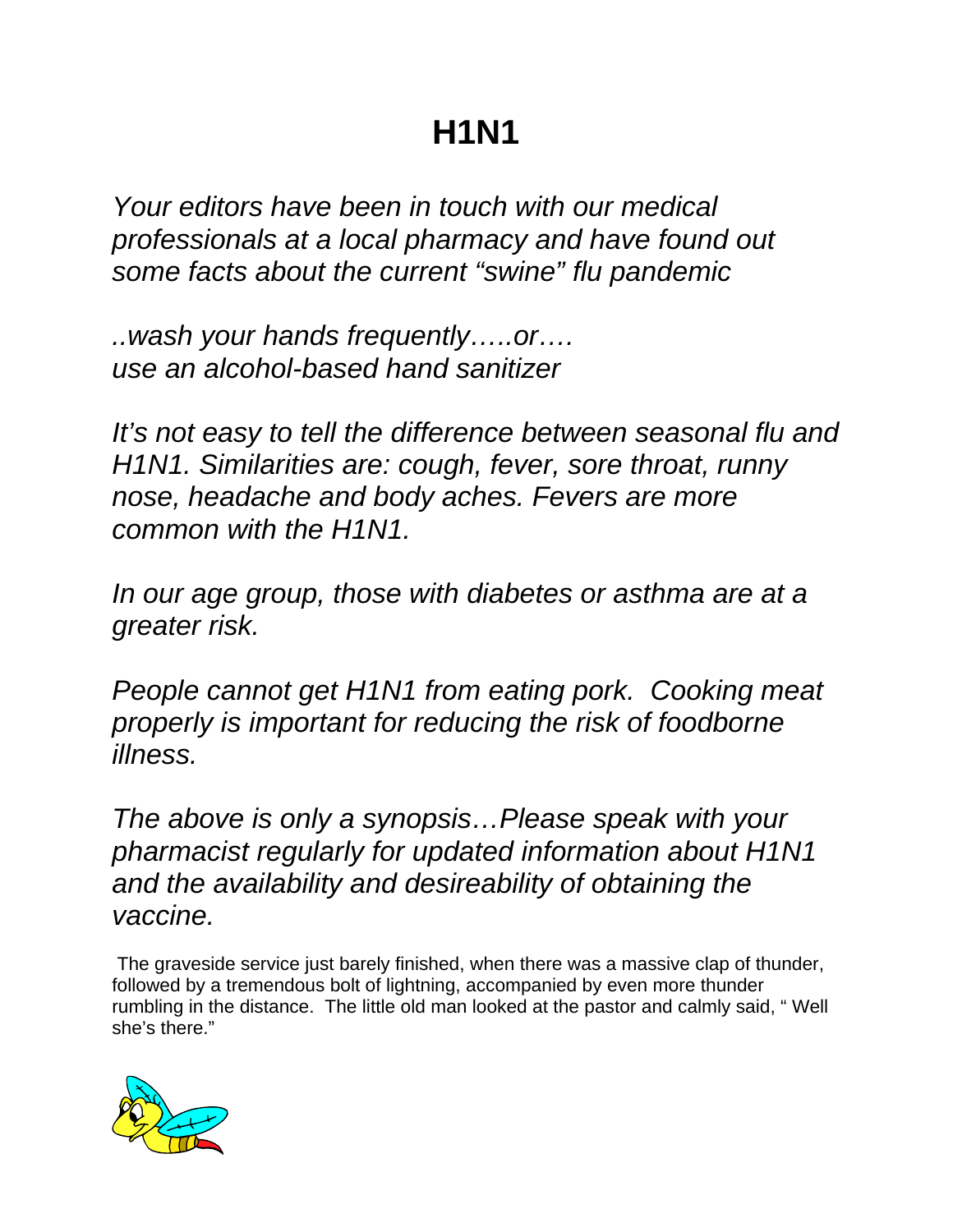# H1N1

*Your editors have been in touch with our medical professionals at a local pharmacy and have found out some facts about the current "swine" flu pandemic*

*..wash your hands frequently…..or….
use an alcohol-based hand sanitizer*

*It's not easy to tell the difference between seasonal flu and H1N1. Similarities are: cough, fever, sore throat, runny nose, headache and body aches. Fevers are more common with the H1N1.*

*In our age group, those with diabetes or asthma are at a greater risk.*

*People cannot get H1N1 from eating pork. Cooking meat properly is important for reducing the risk of foodborne illness.*

*The above is only a synopsis…Please speak with your pharmacist regularly for updated information about H1N1 and the availability and desireability of obtaining the vaccine.*

The graveside service just barely finished, when there was a massive clap of thunder, followed by a tremendous bolt of lightning, accompanied by even more thunder rumbling in the distance. The little old man looked at the pastor and calmly said, " Well she's there."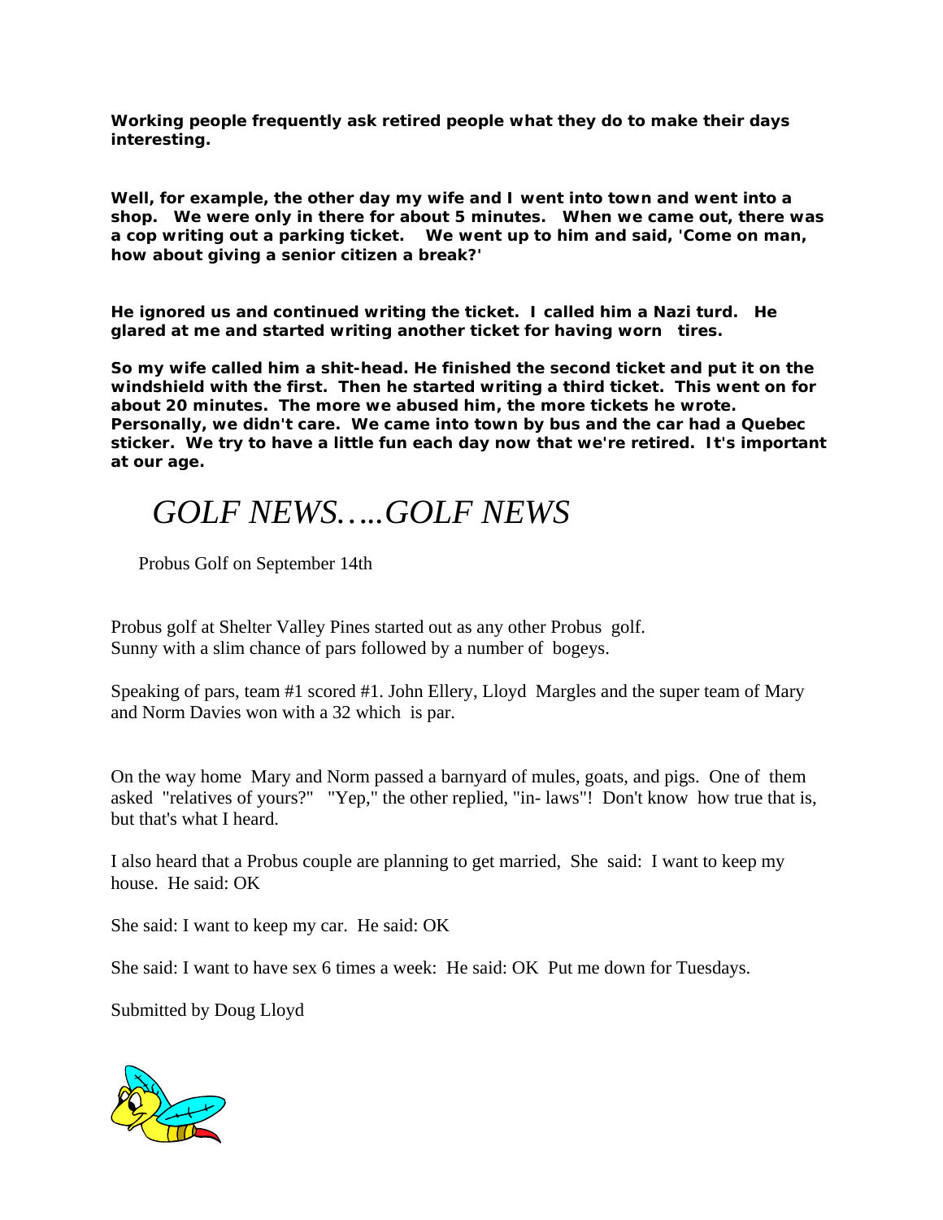**Working people frequently ask retired people what they do to make their days interesting.**

**Well, for example, the other day my wife and I went into town and went into a shop. We were only in there for about 5 minutes. When we came out, there was a cop writing out a parking ticket. We went up to him and said, 'Come on man, how about giving a senior citizen a break?'**

**He ignored us and continued writing the ticket. I called him a Nazi turd. He glared at me and started writing another ticket for having worn tires.**

**So my wife called him a shit-head. He finished the second ticket and put it on the windshield with the first. Then he started writing a third ticket. This went on for about 20 minutes. The more we abused him, the more tickets he wrote. Personally, we didn't care. We came into town by bus and the car had a Quebec sticker. We try to have a little fun each day now that we're retired. It's important at our age.**

# *GOLF NEWS…..GOLF NEWS*

Probus Golf on September 14th

Probus golf at Shelter Valley Pines started out as any other Probus golf. Sunny with a slim chance of pars followed by a number of bogeys.

Speaking of pars, team #1 scored #1. John Ellery, Lloyd Margles and the super team of Mary and Norm Davies won with a 32 which is par.

On the way home Mary and Norm passed a barnyard of mules, goats, and pigs. One of them asked "relatives of yours?" "Yep," the other replied, "in- laws"! Don't know how true that is, but that's what I heard.

I also heard that a Probus couple are planning to get married, She said: I want to keep my house. He said: OK

She said: I want to keep my car. He said: OK

She said: I want to have sex 6 times a week: He said: OK Put me down for Tuesdays.

Submitted by Doug Lloyd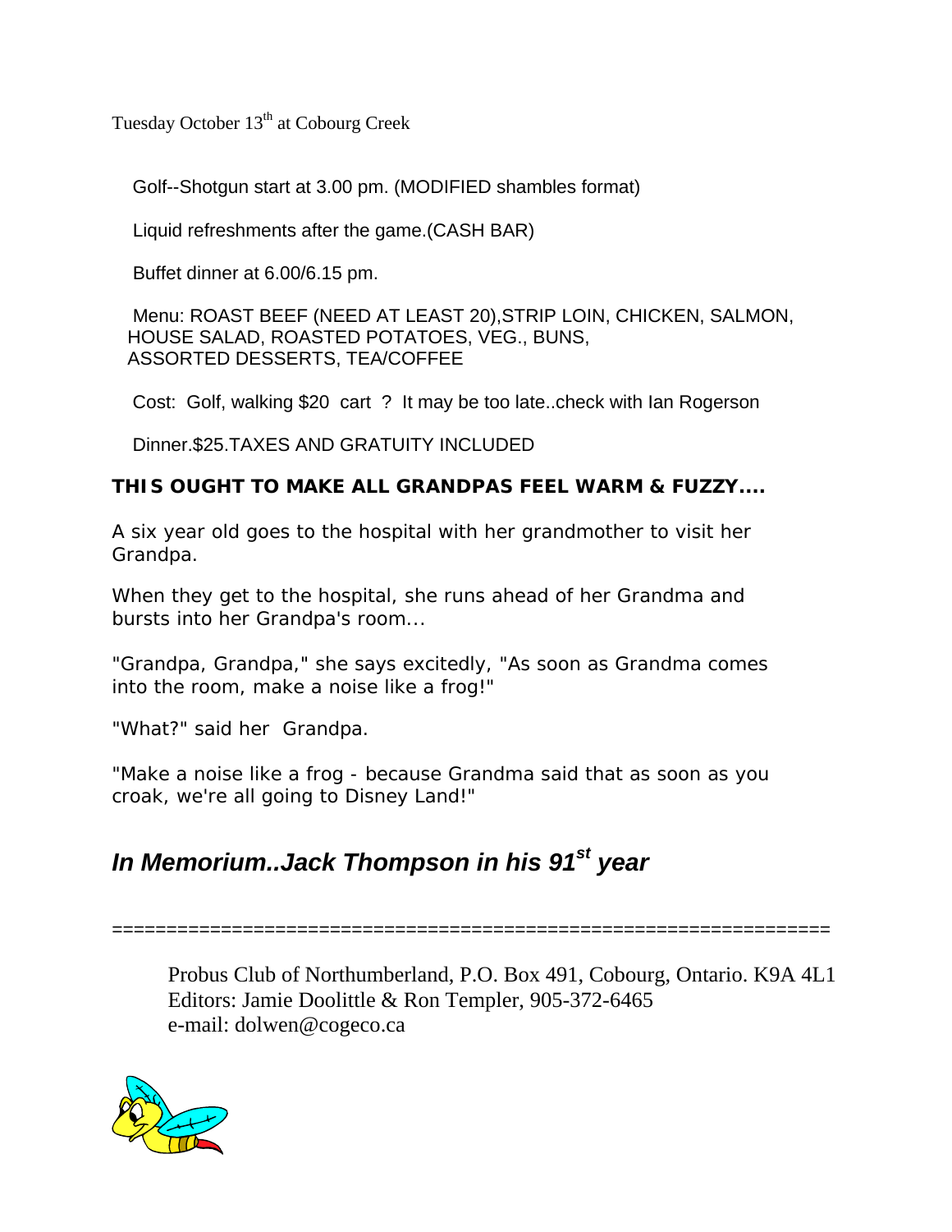Tuesday October 13th at Cobourg Creek

Golf--Shotgun start at 3.00 pm. (MODIFIED shambles format)

Liquid refreshments after the game.(CASH BAR)

Buffet dinner at 6.00/6.15 pm.

Menu: ROAST BEEF (NEED AT LEAST 20),STRIP LOIN, CHICKEN, SALMON, HOUSE SALAD, ROASTED POTATOES, VEG., BUNS, ASSORTED DESSERTS, TEA/COFFEE

Cost: Golf, walking $20 cart ? It may be too late..check with Ian Rogerson

Dinner.$25.TAXES AND GRATUITY INCLUDED

**THIS OUGHT TO MAKE ALL GRANDPAS FEEL WARM & FUZZY....**

A six year old goes to the hospital with her grandmother to visit her Grandpa.

When they get to the hospital, she runs ahead of her Grandma and bursts into her Grandpa's room...

"Grandpa, Grandpa," she says excitedly, "As soon as Grandma comes into the room, make a noise like a frog!"

"What?" said her Grandpa.

"Make a noise like a frog - because Grandma said that as soon as you croak, we're all going to Disney Land!"

## *In Memorium..Jack Thompson in his 91st year*

================================================================

Probus Club of Northumberland, P.O. Box 491, Cobourg, Ontario. K9A 4L1
Editors: Jamie Doolittle & Ron Templer, 905-372-6465
e-mail: dolwen@cogeco.ca